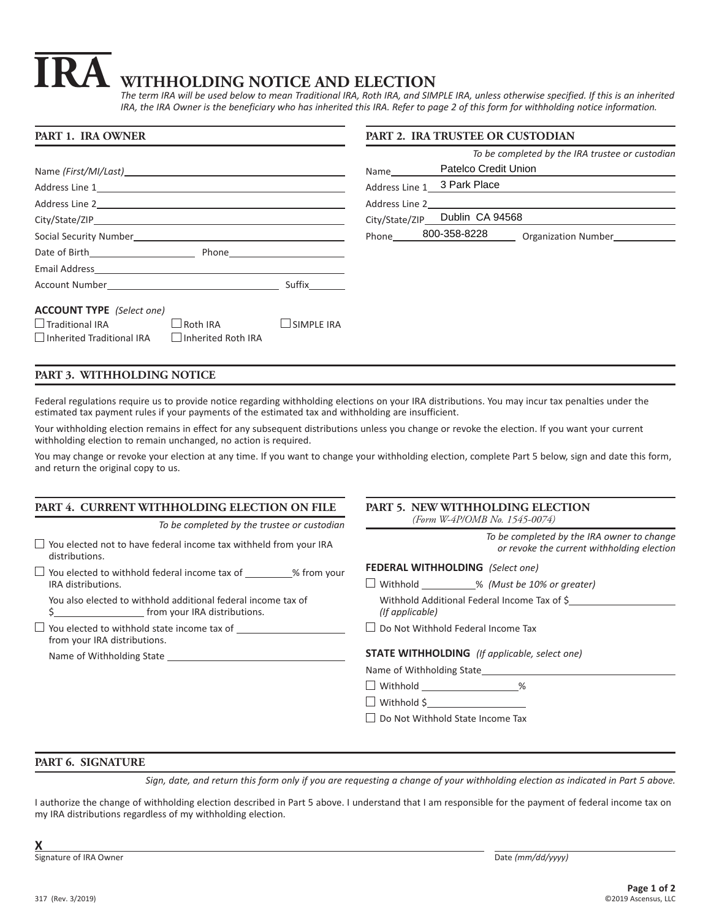# IRA WITHHOLDING NOTICE AND ELECTION

*The term IRA will be used below to mean Traditional IRA, Roth IRA, and SIMPLE IRA, unless otherwise specified. If this is an inherited IRA, the IRA Owner is the beneficiary who has inherited this IRA. Refer to page 2 of this form for withholding notice information.*

## PART 1. IRA OWNER

Name *(First/MI/Last)* \_\_\_\_\_\_\_\_\_\_\_\_\_\_\_\_\_\_\_\_

Address Line 1 \_\_\_\_\_\_\_\_\_\_\_\_\_\_\_\_\_\_\_\_

Address Line 2 \_\_\_\_\_\_\_\_\_\_\_\_\_\_\_\_\_\_\_\_

City/State/ZIP \_\_\_\_\_\_\_\_\_\_\_\_\_\_\_\_\_\_\_\_

Social Security Number \_\_\_\_\_\_\_\_\_\_\_\_\_\_\_\_\_\_\_\_

Date of Birth \_\_\_\_\_\_\_\_\_\_ Phone \_\_\_\_\_\_\_\_\_\_

Email Address \_\_\_\_\_\_\_\_\_\_\_\_\_\_\_\_\_\_\_\_

Account Number \_\_\_\_\_\_\_\_\_\_\_\_\_\_\_\_ Suffix \_\_\_\_\_\_

**ACCOUNT TYPE** *(Select one)*

- ☐ Traditional IRA
- ☐ Roth IRA
- ☐ SIMPLE IRA
- ☐ Inherited Traditional IRA
- ☐ Inherited Roth IRA

## PART 2. IRA TRUSTEE OR CUSTODIAN

*To be completed by the IRA trustee or custodian*

Name Patelco Credit Union

Address Line 1 3 Park Place

Address Line 2 \_\_\_\_\_\_\_\_\_\_\_\_\_\_\_\_\_\_\_\_

City/State/ZIP Dublin CA 94568

Phone 800-358-8228 Organization Number \_\_\_\_\_\_\_\_\_\_

## PART 3. WITHHOLDING NOTICE

Federal regulations require us to provide notice regarding withholding elections on your IRA distributions. You may incur tax penalties under the estimated tax payment rules if your payments of the estimated tax and withholding are insufficient.

Your withholding election remains in effect for any subsequent distributions unless you change or revoke the election. If you want your current withholding election to remain unchanged, no action is required.

You may change or revoke your election at any time. If you want to change your withholding election, complete Part 5 below, sign and date this form, and return the original copy to us.

## PART 4. CURRENT WITHHOLDING ELECTION ON FILE

*To be completed by the trustee or custodian*

- ☐ You elected not to have federal income tax withheld from your IRA distributions.
- ☐ You elected to withhold federal income tax of \_\_\_\_\_\_\_\_% from your IRA distributions.

  You also elected to withhold additional federal income tax of $\_\_\_\_\_\_\_\_\_\_ from your IRA distributions.
- ☐ You elected to withhold state income tax of \_\_\_\_\_\_\_\_\_\_ from your IRA distributions.

  Name of Withholding State \_\_\_\_\_\_\_\_\_\_\_\_\_\_\_\_\_\_\_\_

## PART 5. NEW WITHHOLDING ELECTION

*(Form W-4P/OMB No. 1545-0074)*

*To be completed by the IRA owner to change or revoke the current withholding election*

**FEDERAL WITHHOLDING** *(Select one)*

- ☐ Withhold \_\_\_\_\_\_\_\_% *(Must be 10% or greater)*

  Withhold Additional Federal Income Tax of $\_\_\_\_\_\_\_\_\_\_ *(If applicable)*
- ☐ Do Not Withhold Federal Income Tax

**STATE WITHHOLDING** *(If applicable, select one)*

Name of Withholding State \_\_\_\_\_\_\_\_\_\_\_\_\_\_\_\_\_\_\_\_

- ☐ Withhold \_\_\_\_\_\_\_\_%
- ☐ Withhold $\_\_\_\_\_\_\_\_\_\_
- ☐ Do Not Withhold State Income Tax

## PART 6. SIGNATURE

*Sign, date, and return this form only if you are requesting a change of your withholding election as indicated in Part 5 above.*

I authorize the change of withholding election described in Part 5 above. I understand that I am responsible for the payment of federal income tax on my IRA distributions regardless of my withholding election.

**X** \_\_\_\_\_\_\_\_\_\_\_\_\_\_\_\_\_\_\_\_\_\_\_\_\_\_\_\_\_\_ \_\_\_\_\_\_\_\_\_\_\_\_\_\_\_\_

Signature of IRA Owner Date *(mm/dd/yyyy)*

317 (Rev. 3/2019) ©2019 Ascensus, LLC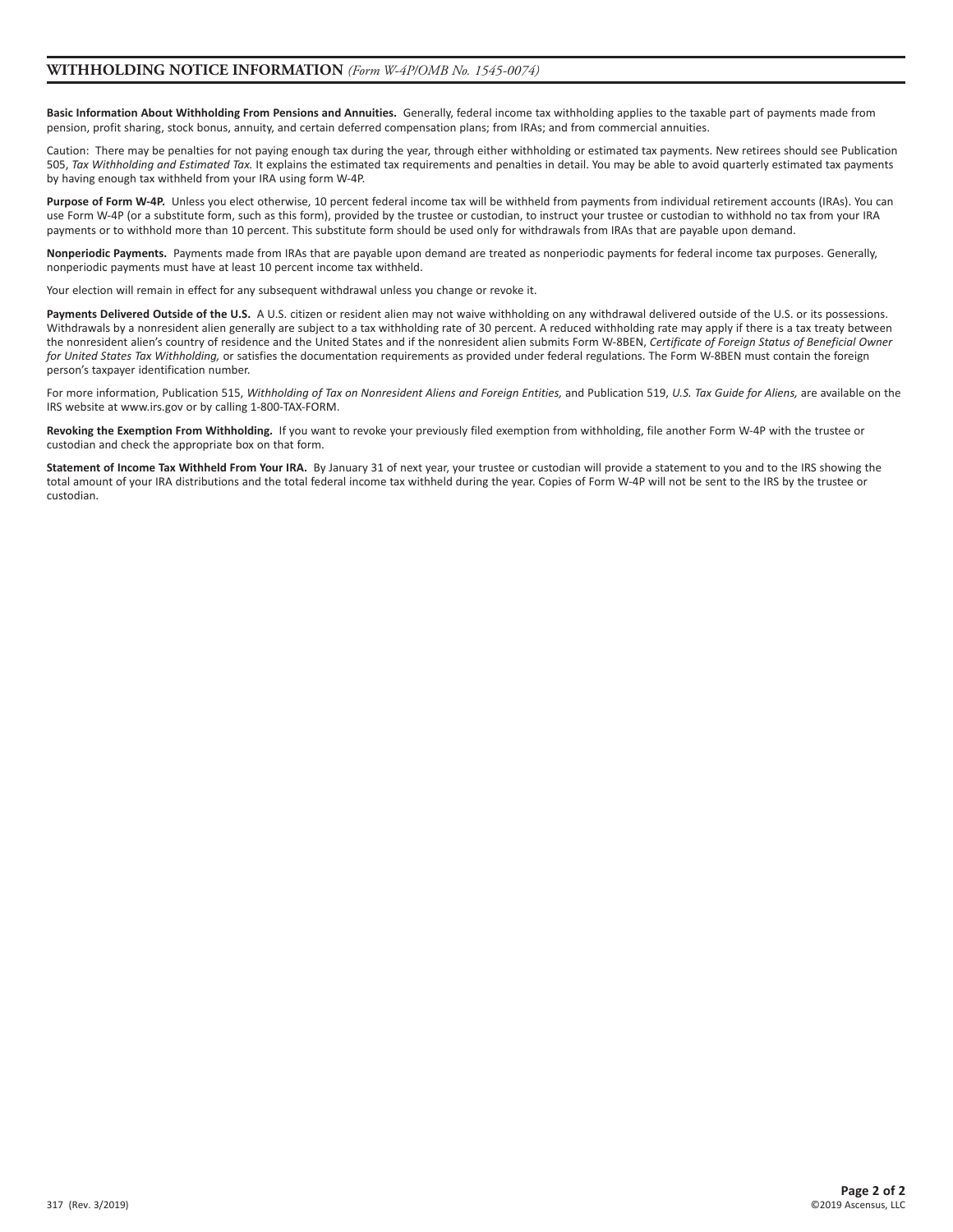## WITHHOLDING NOTICE INFORMATION *(Form W-4P/OMB No. 1545-0074)*

**Basic Information About Withholding From Pensions and Annuities.** Generally, federal income tax withholding applies to the taxable part of payments made from pension, profit sharing, stock bonus, annuity, and certain deferred compensation plans; from IRAs; and from commercial annuities.

Caution: There may be penalties for not paying enough tax during the year, through either withholding or estimated tax payments. New retirees should see Publication 505, *Tax Withholding and Estimated Tax.* It explains the estimated tax requirements and penalties in detail. You may be able to avoid quarterly estimated tax payments by having enough tax withheld from your IRA using form W-4P.

**Purpose of Form W-4P.** Unless you elect otherwise, 10 percent federal income tax will be withheld from payments from individual retirement accounts (IRAs). You can use Form W-4P (or a substitute form, such as this form), provided by the trustee or custodian, to instruct your trustee or custodian to withhold no tax from your IRA payments or to withhold more than 10 percent. This substitute form should be used only for withdrawals from IRAs that are payable upon demand.

**Nonperiodic Payments.** Payments made from IRAs that are payable upon demand are treated as nonperiodic payments for federal income tax purposes. Generally, nonperiodic payments must have at least 10 percent income tax withheld.

Your election will remain in effect for any subsequent withdrawal unless you change or revoke it.

**Payments Delivered Outside of the U.S.** A U.S. citizen or resident alien may not waive withholding on any withdrawal delivered outside of the U.S. or its possessions. Withdrawals by a nonresident alien generally are subject to a tax withholding rate of 30 percent. A reduced withholding rate may apply if there is a tax treaty between the nonresident alien's country of residence and the United States and if the nonresident alien submits Form W-8BEN, *Certificate of Foreign Status of Beneficial Owner for United States Tax Withholding,* or satisfies the documentation requirements as provided under federal regulations. The Form W-8BEN must contain the foreign person's taxpayer identification number.

For more information, Publication 515, *Withholding of Tax on Nonresident Aliens and Foreign Entities,* and Publication 519, *U.S. Tax Guide for Aliens,* are available on the IRS website at www.irs.gov or by calling 1-800-TAX-FORM.

**Revoking the Exemption From Withholding.** If you want to revoke your previously filed exemption from withholding, file another Form W-4P with the trustee or custodian and check the appropriate box on that form.

**Statement of Income Tax Withheld From Your IRA.** By January 31 of next year, your trustee or custodian will provide a statement to you and to the IRS showing the total amount of your IRA distributions and the total federal income tax withheld during the year. Copies of Form W-4P will not be sent to the IRS by the trustee or custodian.

317 (Rev. 3/2019)

©2019 Ascensus, LLC